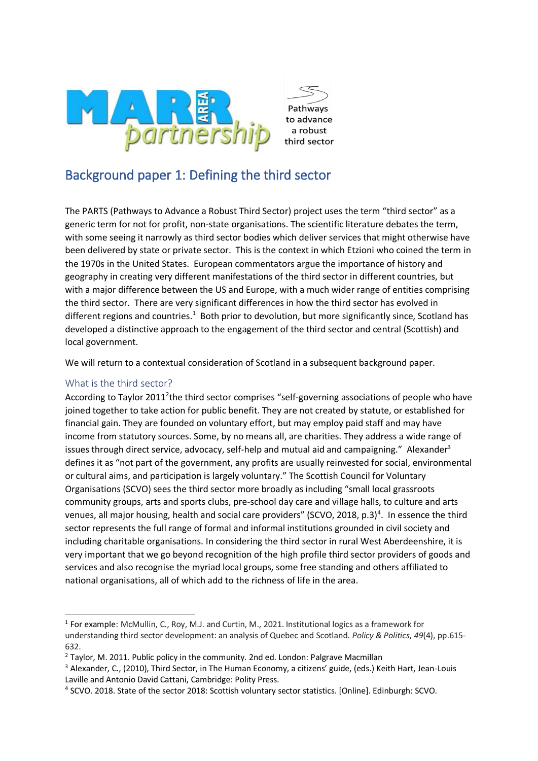# Background paper 1: Defining the third sector

The PARTS (Pathways to Advance a Robust Third Sector) project uses the term "third sector" as a generic term for not for profit, non-state organisations. The scientific literature debates the term, with some seeing it narrowly as third sector bodies which deliver services that might otherwise have been delivered by state or private sector. This is the context in which Etzioni who coined the term in the 1970s in the United States. European commentators argue the importance of history and geography in creating very different manifestations of the third sector in different countries, but with a major difference between the US and Europe, with a much wider range of entities comprising the third sector. There are very significant differences in how the third sector has evolved in different regions and countries.[1] Both prior to devolution, but more significantly since, Scotland has developed a distinctive approach to the engagement of the third sector and central (Scottish) and local government.

We will return to a contextual consideration of Scotland in a subsequent background paper.

## What is the third sector?

According to Taylor 2011[2]the third sector comprises "self-governing associations of people who have joined together to take action for public benefit. They are not created by statute, or established for financial gain. They are founded on voluntary effort, but may employ paid staff and may have income from statutory sources. Some, by no means all, are charities. They address a wide range of issues through direct service, advocacy, self-help and mutual aid and campaigning." Alexander[3] defines it as "not part of the government, any profits are usually reinvested for social, environmental or cultural aims, and participation is largely voluntary." The Scottish Council for Voluntary Organisations (SCVO) sees the third sector more broadly as including "small local grassroots community groups, arts and sports clubs, pre-school day care and village halls, to culture and arts venues, all major housing, health and social care providers" (SCVO, 2018, p.3)[4]. In essence the third sector represents the full range of formal and informal institutions grounded in civil society and including charitable organisations. In considering the third sector in rural West Aberdeenshire, it is very important that we go beyond recognition of the high profile third sector providers of goods and services and also recognise the myriad local groups, some free standing and others affiliated to national organisations, all of which add to the richness of life in the area.

---

[1] For example: McMullin, C., Roy, M.J. and Curtin, M., 2021. Institutional logics as a framework for understanding third sector development: an analysis of Quebec and Scotland. *Policy & Politics*, *49*(4), pp.615-632.

[2] Taylor, M. 2011. Public policy in the community. 2nd ed. London: Palgrave Macmillan

[3] Alexander, C., (2010), Third Sector, in The Human Economy, a citizens' guide, (eds.) Keith Hart, Jean-Louis Laville and Antonio David Cattani, Cambridge: Polity Press.

[4] SCVO. 2018. State of the sector 2018: Scottish voluntary sector statistics. [Online]. Edinburgh: SCVO.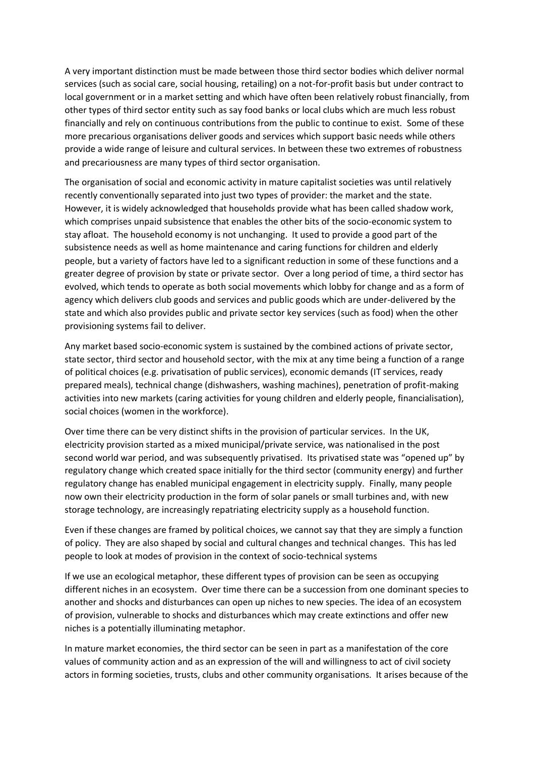A very important distinction must be made between those third sector bodies which deliver normal services (such as social care, social housing, retailing) on a not-for-profit basis but under contract to local government or in a market setting and which have often been relatively robust financially, from other types of third sector entity such as say food banks or local clubs which are much less robust financially and rely on continuous contributions from the public to continue to exist. Some of these more precarious organisations deliver goods and services which support basic needs while others provide a wide range of leisure and cultural services. In between these two extremes of robustness and precariousness are many types of third sector organisation.

The organisation of social and economic activity in mature capitalist societies was until relatively recently conventionally separated into just two types of provider: the market and the state. However, it is widely acknowledged that households provide what has been called shadow work, which comprises unpaid subsistence that enables the other bits of the socio-economic system to stay afloat. The household economy is not unchanging. It used to provide a good part of the subsistence needs as well as home maintenance and caring functions for children and elderly people, but a variety of factors have led to a significant reduction in some of these functions and a greater degree of provision by state or private sector. Over a long period of time, a third sector has evolved, which tends to operate as both social movements which lobby for change and as a form of agency which delivers club goods and services and public goods which are under-delivered by the state and which also provides public and private sector key services (such as food) when the other provisioning systems fail to deliver.

Any market based socio-economic system is sustained by the combined actions of private sector, state sector, third sector and household sector, with the mix at any time being a function of a range of political choices (e.g. privatisation of public services), economic demands (IT services, ready prepared meals), technical change (dishwashers, washing machines), penetration of profit-making activities into new markets (caring activities for young children and elderly people, financialisation), social choices (women in the workforce).

Over time there can be very distinct shifts in the provision of particular services. In the UK, electricity provision started as a mixed municipal/private service, was nationalised in the post second world war period, and was subsequently privatised. Its privatised state was "opened up" by regulatory change which created space initially for the third sector (community energy) and further regulatory change has enabled municipal engagement in electricity supply. Finally, many people now own their electricity production in the form of solar panels or small turbines and, with new storage technology, are increasingly repatriating electricity supply as a household function.

Even if these changes are framed by political choices, we cannot say that they are simply a function of policy. They are also shaped by social and cultural changes and technical changes. This has led people to look at modes of provision in the context of socio-technical systems

If we use an ecological metaphor, these different types of provision can be seen as occupying different niches in an ecosystem. Over time there can be a succession from one dominant species to another and shocks and disturbances can open up niches to new species. The idea of an ecosystem of provision, vulnerable to shocks and disturbances which may create extinctions and offer new niches is a potentially illuminating metaphor.

In mature market economies, the third sector can be seen in part as a manifestation of the core values of community action and as an expression of the will and willingness to act of civil society actors in forming societies, trusts, clubs and other community organisations. It arises because of the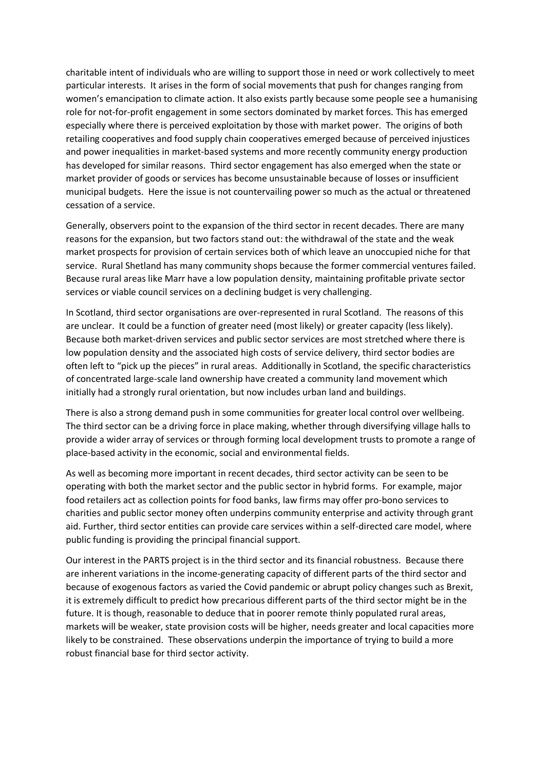charitable intent of individuals who are willing to support those in need or work collectively to meet particular interests. It arises in the form of social movements that push for changes ranging from women's emancipation to climate action. It also exists partly because some people see a humanising role for not-for-profit engagement in some sectors dominated by market forces. This has emerged especially where there is perceived exploitation by those with market power. The origins of both retailing cooperatives and food supply chain cooperatives emerged because of perceived injustices and power inequalities in market-based systems and more recently community energy production has developed for similar reasons. Third sector engagement has also emerged when the state or market provider of goods or services has become unsustainable because of losses or insufficient municipal budgets. Here the issue is not countervailing power so much as the actual or threatened cessation of a service.

Generally, observers point to the expansion of the third sector in recent decades. There are many reasons for the expansion, but two factors stand out: the withdrawal of the state and the weak market prospects for provision of certain services both of which leave an unoccupied niche for that service. Rural Shetland has many community shops because the former commercial ventures failed. Because rural areas like Marr have a low population density, maintaining profitable private sector services or viable council services on a declining budget is very challenging.

In Scotland, third sector organisations are over-represented in rural Scotland. The reasons of this are unclear. It could be a function of greater need (most likely) or greater capacity (less likely). Because both market-driven services and public sector services are most stretched where there is low population density and the associated high costs of service delivery, third sector bodies are often left to "pick up the pieces" in rural areas. Additionally in Scotland, the specific characteristics of concentrated large-scale land ownership have created a community land movement which initially had a strongly rural orientation, but now includes urban land and buildings.

There is also a strong demand push in some communities for greater local control over wellbeing. The third sector can be a driving force in place making, whether through diversifying village halls to provide a wider array of services or through forming local development trusts to promote a range of place-based activity in the economic, social and environmental fields.

As well as becoming more important in recent decades, third sector activity can be seen to be operating with both the market sector and the public sector in hybrid forms. For example, major food retailers act as collection points for food banks, law firms may offer pro-bono services to charities and public sector money often underpins community enterprise and activity through grant aid. Further, third sector entities can provide care services within a self-directed care model, where public funding is providing the principal financial support.

Our interest in the PARTS project is in the third sector and its financial robustness. Because there are inherent variations in the income-generating capacity of different parts of the third sector and because of exogenous factors as varied the Covid pandemic or abrupt policy changes such as Brexit, it is extremely difficult to predict how precarious different parts of the third sector might be in the future. It is though, reasonable to deduce that in poorer remote thinly populated rural areas, markets will be weaker, state provision costs will be higher, needs greater and local capacities more likely to be constrained. These observations underpin the importance of trying to build a more robust financial base for third sector activity.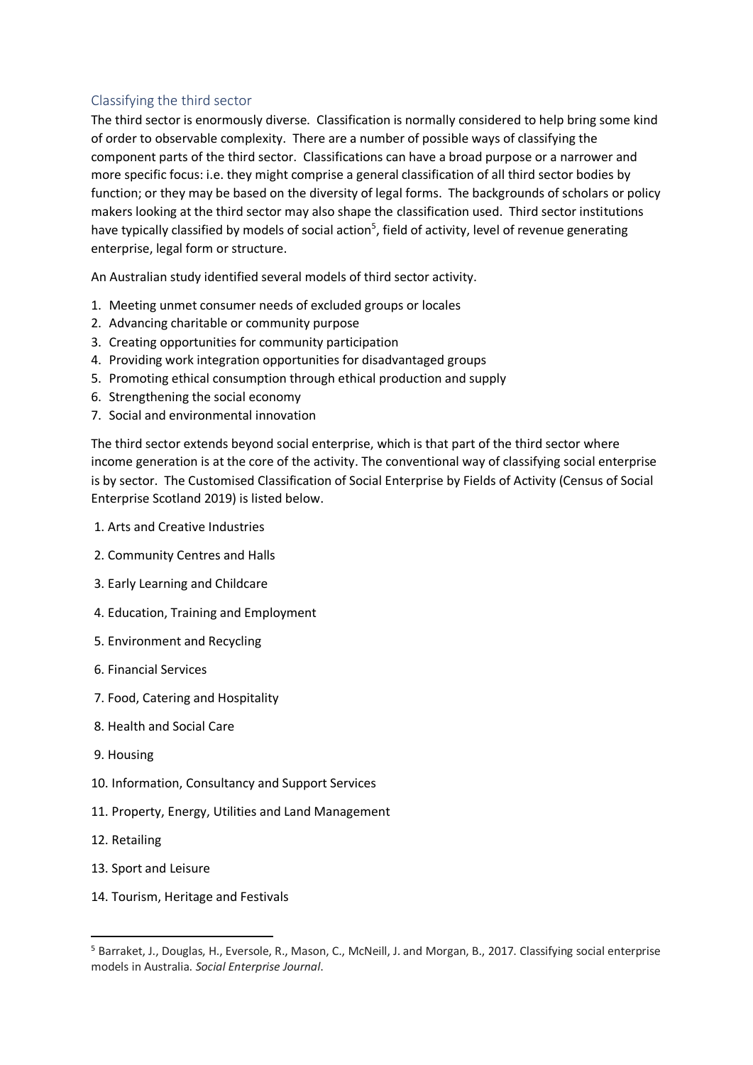## Classifying the third sector

The third sector is enormously diverse. Classification is normally considered to help bring some kind of order to observable complexity. There are a number of possible ways of classifying the component parts of the third sector. Classifications can have a broad purpose or a narrower and more specific focus: i.e. they might comprise a general classification of all third sector bodies by function; or they may be based on the diversity of legal forms. The backgrounds of scholars or policy makers looking at the third sector may also shape the classification used. Third sector institutions have typically classified by models of social action[5], field of activity, level of revenue generating enterprise, legal form or structure.

An Australian study identified several models of third sector activity.

1. Meeting unmet consumer needs of excluded groups or locales
2. Advancing charitable or community purpose
3. Creating opportunities for community participation
4. Providing work integration opportunities for disadvantaged groups
5. Promoting ethical consumption through ethical production and supply
6. Strengthening the social economy
7. Social and environmental innovation

The third sector extends beyond social enterprise, which is that part of the third sector where income generation is at the core of the activity. The conventional way of classifying social enterprise is by sector. The Customised Classification of Social Enterprise by Fields of Activity (Census of Social Enterprise Scotland 2019) is listed below.

1. Arts and Creative Industries
2. Community Centres and Halls
3. Early Learning and Childcare
4. Education, Training and Employment
5. Environment and Recycling
6. Financial Services
7. Food, Catering and Hospitality
8. Health and Social Care
9. Housing
10. Information, Consultancy and Support Services
11. Property, Energy, Utilities and Land Management
12. Retailing
13. Sport and Leisure
14. Tourism, Heritage and Festivals

---

[5] Barraket, J., Douglas, H., Eversole, R., Mason, C., McNeill, J. and Morgan, B., 2017. Classifying social enterprise models in Australia. *Social Enterprise Journal*.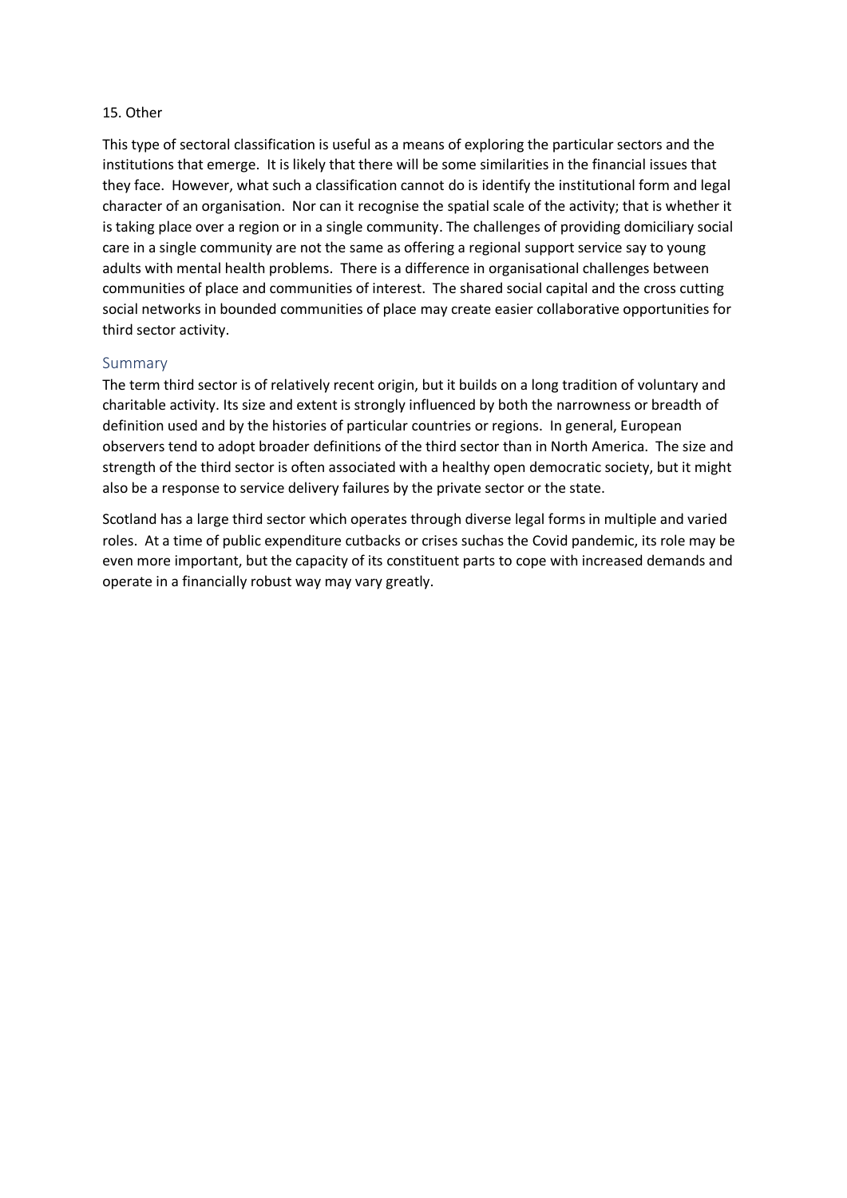15. Other

This type of sectoral classification is useful as a means of exploring the particular sectors and the institutions that emerge. It is likely that there will be some similarities in the financial issues that they face. However, what such a classification cannot do is identify the institutional form and legal character of an organisation. Nor can it recognise the spatial scale of the activity; that is whether it is taking place over a region or in a single community. The challenges of providing domiciliary social care in a single community are not the same as offering a regional support service say to young adults with mental health problems. There is a difference in organisational challenges between communities of place and communities of interest. The shared social capital and the cross cutting social networks in bounded communities of place may create easier collaborative opportunities for third sector activity.

## Summary

The term third sector is of relatively recent origin, but it builds on a long tradition of voluntary and charitable activity. Its size and extent is strongly influenced by both the narrowness or breadth of definition used and by the histories of particular countries or regions. In general, European observers tend to adopt broader definitions of the third sector than in North America. The size and strength of the third sector is often associated with a healthy open democratic society, but it might also be a response to service delivery failures by the private sector or the state.

Scotland has a large third sector which operates through diverse legal forms in multiple and varied roles. At a time of public expenditure cutbacks or crises suchas the Covid pandemic, its role may be even more important, but the capacity of its constituent parts to cope with increased demands and operate in a financially robust way may vary greatly.